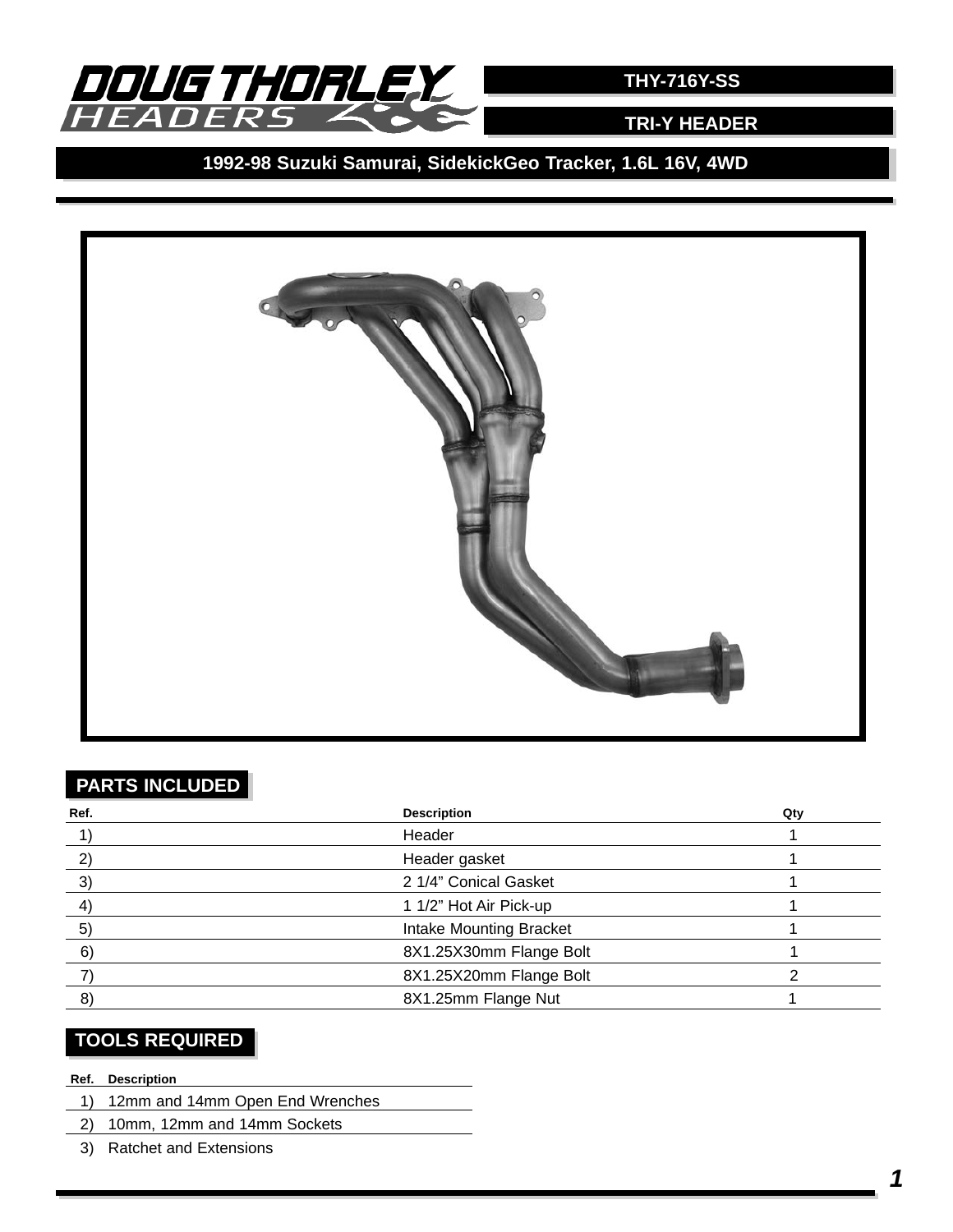# DOUG THORLEY HEADERS

**THY-716Y-SS**

**TRI-Y HEADER**

## 1992-98 Suzuki Samurai, SidekickGeo Tracker, 1.6L 16V, 4WD

## PARTS INCLUDED

| Ref. | Description | Qty |
|---|---|---|
| 1) | Header | 1 |
| 2) | Header gasket | 1 |
| 3) | 2 1/4" Conical Gasket | 1 |
| 4) | 1 1/2" Hot Air Pick-up | 1 |
| 5) | Intake Mounting Bracket | 1 |
| 6) | 8X1.25X30mm Flange Bolt | 1 |
| 7) | 8X1.25X20mm Flange Bolt | 2 |
| 8) | 8X1.25mm Flange Nut | 1 |

## TOOLS REQUIRED

| Ref. | Description |
|---|---|
| 1) | 12mm and 14mm Open End Wrenches |
| 2) | 10mm, 12mm and 14mm Sockets |
| 3) | Ratchet and Extensions |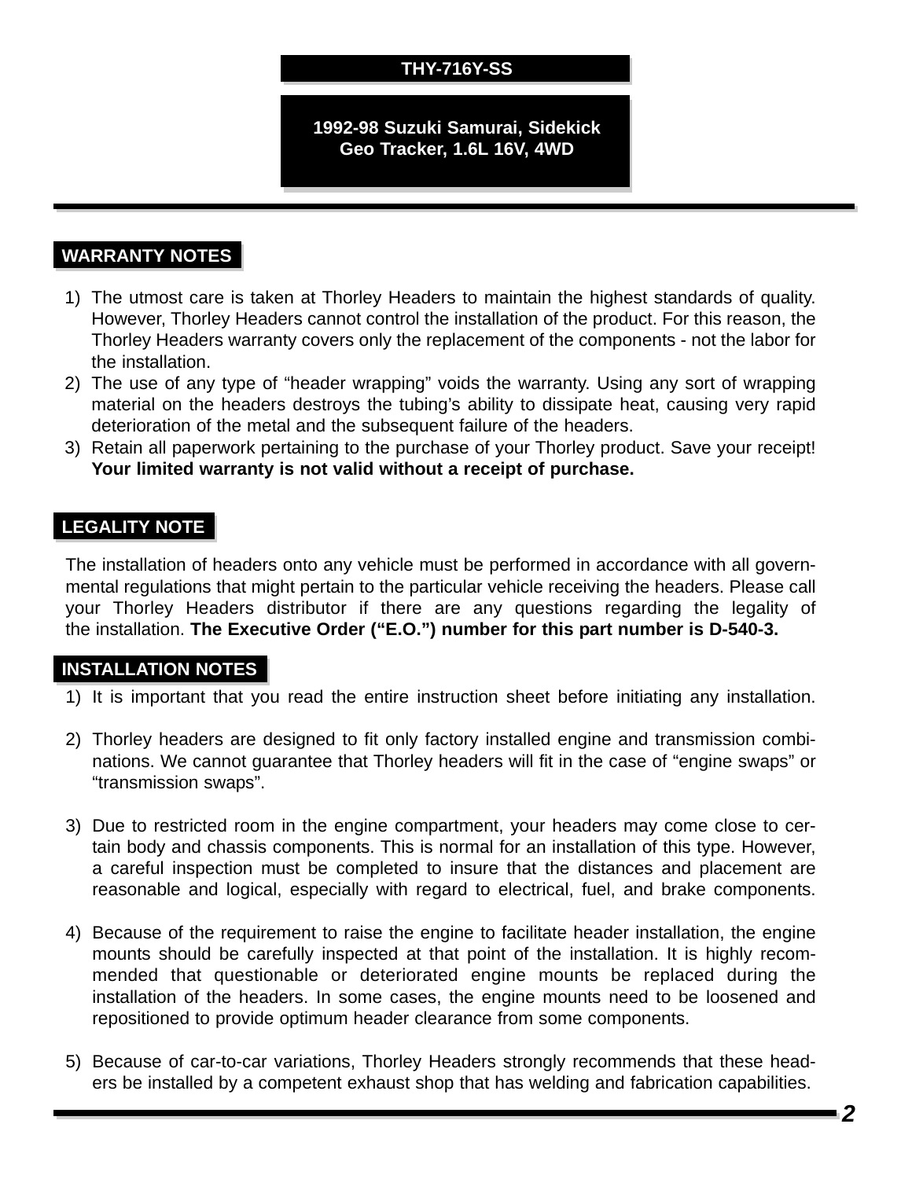# THY-716Y-SS

**1992-98 Suzuki Samurai, Sidekick Geo Tracker, 1.6L 16V, 4WD**

## WARRANTY NOTES

1) The utmost care is taken at Thorley Headers to maintain the highest standards of quality. However, Thorley Headers cannot control the installation of the product. For this reason, the Thorley Headers warranty covers only the replacement of the components - not the labor for the installation.
2) The use of any type of "header wrapping" voids the warranty. Using any sort of wrapping material on the headers destroys the tubing's ability to dissipate heat, causing very rapid deterioration of the metal and the subsequent failure of the headers.
3) Retain all paperwork pertaining to the purchase of your Thorley product. Save your receipt! **Your limited warranty is not valid without a receipt of purchase.**

## LEGALITY NOTE

The installation of headers onto any vehicle must be performed in accordance with all governmental regulations that might pertain to the particular vehicle receiving the headers. Please call your Thorley Headers distributor if there are any questions regarding the legality of the installation. **The Executive Order ("E.O.") number for this part number is D-540-3.**

## INSTALLATION NOTES

1) It is important that you read the entire instruction sheet before initiating any installation.

2) Thorley headers are designed to fit only factory installed engine and transmission combinations. We cannot guarantee that Thorley headers will fit in the case of "engine swaps" or "transmission swaps".

3) Due to restricted room in the engine compartment, your headers may come close to certain body and chassis components. This is normal for an installation of this type. However, a careful inspection must be completed to insure that the distances and placement are reasonable and logical, especially with regard to electrical, fuel, and brake components.

4) Because of the requirement to raise the engine to facilitate header installation, the engine mounts should be carefully inspected at that point of the installation. It is highly recommended that questionable or deteriorated engine mounts be replaced during the installation of the headers. In some cases, the engine mounts need to be loosened and repositioned to provide optimum header clearance from some components.

5) Because of car-to-car variations, Thorley Headers strongly recommends that these headers be installed by a competent exhaust shop that has welding and fabrication capabilities.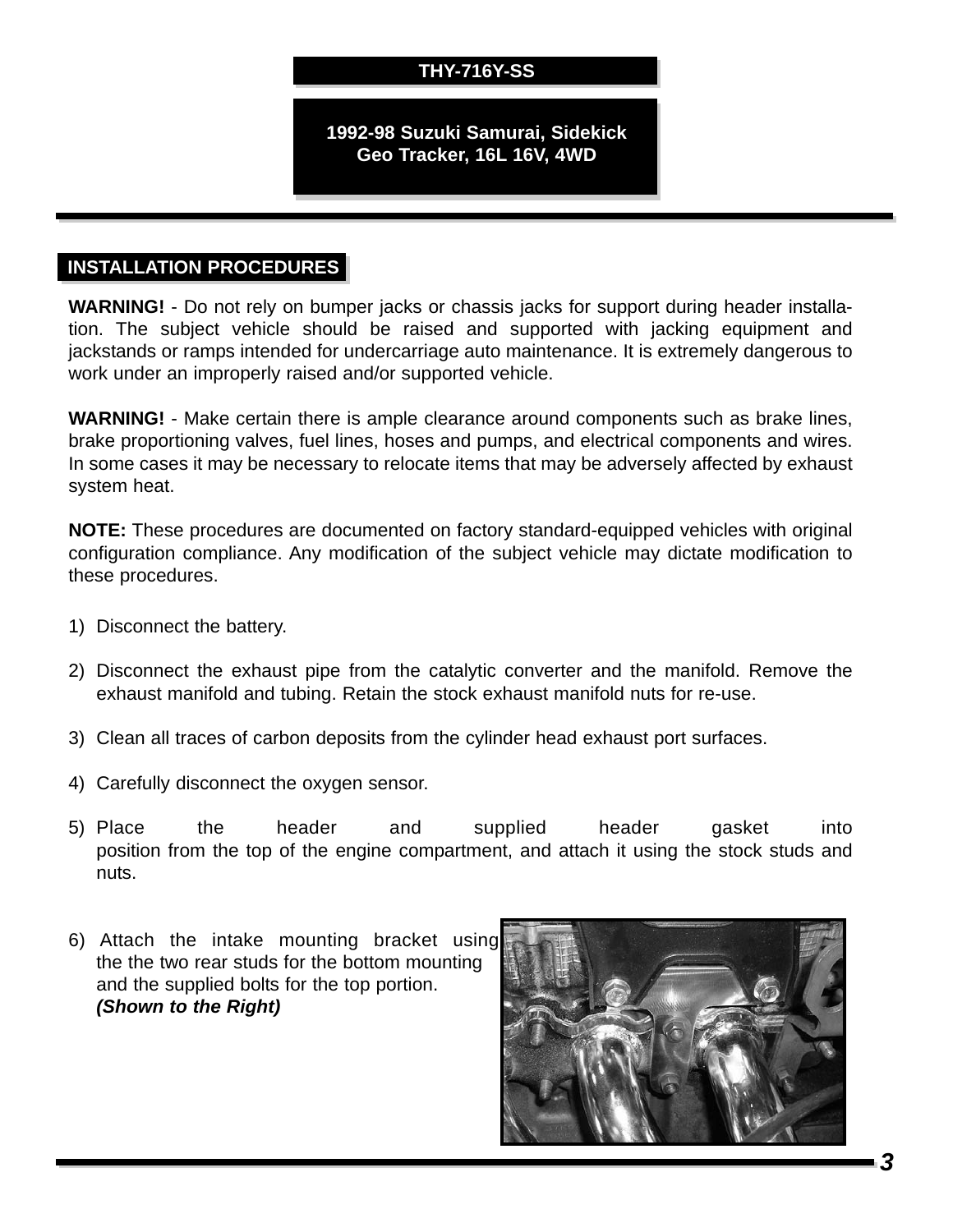**THY-716Y-SS**

**1992-98 Suzuki Samurai, Sidekick Geo Tracker, 16L 16V, 4WD**

## INSTALLATION PROCEDURES

**WARNING!** - Do not rely on bumper jacks or chassis jacks for support during header installation. The subject vehicle should be raised and supported with jacking equipment and jackstands or ramps intended for undercarriage auto maintenance. It is extremely dangerous to work under an improperly raised and/or supported vehicle.

**WARNING!** - Make certain there is ample clearance around components such as brake lines, brake proportioning valves, fuel lines, hoses and pumps, and electrical components and wires. In some cases it may be necessary to relocate items that may be adversely affected by exhaust system heat.

**NOTE:** These procedures are documented on factory standard-equipped vehicles with original configuration compliance. Any modification of the subject vehicle may dictate modification to these procedures.

1) Disconnect the battery.

2) Disconnect the exhaust pipe from the catalytic converter and the manifold. Remove the exhaust manifold and tubing. Retain the stock exhaust manifold nuts for re-use.

3) Clean all traces of carbon deposits from the cylinder head exhaust port surfaces.

4) Carefully disconnect the oxygen sensor.

5) Place the header and supplied header gasket into position from the top of the engine compartment, and attach it using the stock studs and nuts.

6) Attach the intake mounting bracket using the the two rear studs for the bottom mounting and the supplied bolts for the top portion. ***(Shown to the Right)***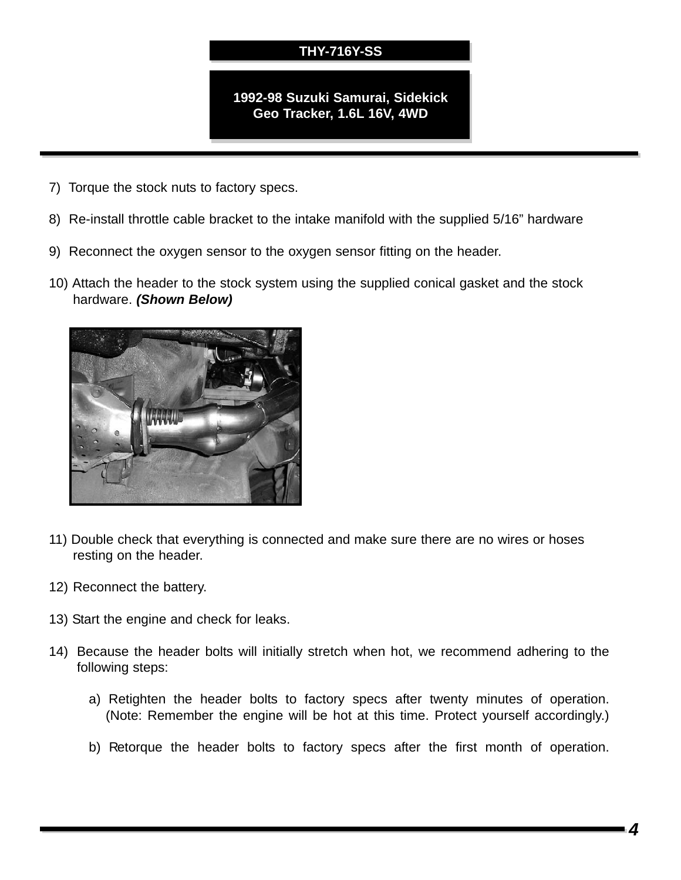**THY-716Y-SS**

**1992-98 Suzuki Samurai, Sidekick Geo Tracker, 1.6L 16V, 4WD**

7) Torque the stock nuts to factory specs.

8) Re-install throttle cable bracket to the intake manifold with the supplied 5/16” hardware

9) Reconnect the oxygen sensor to the oxygen sensor fitting on the header.

10) Attach the header to the stock system using the supplied conical gasket and the stock hardware. ***(Shown Below)***

11) Double check that everything is connected and make sure there are no wires or hoses resting on the header.

12) Reconnect the battery.

13) Start the engine and check for leaks.

14) Because the header bolts will initially stretch when hot, we recommend adhering to the following steps:

   a) Retighten the header bolts to factory specs after twenty minutes of operation. (Note: Remember the engine will be hot at this time. Protect yourself accordingly.)

   b) Retorque the header bolts to factory specs after the first month of operation.